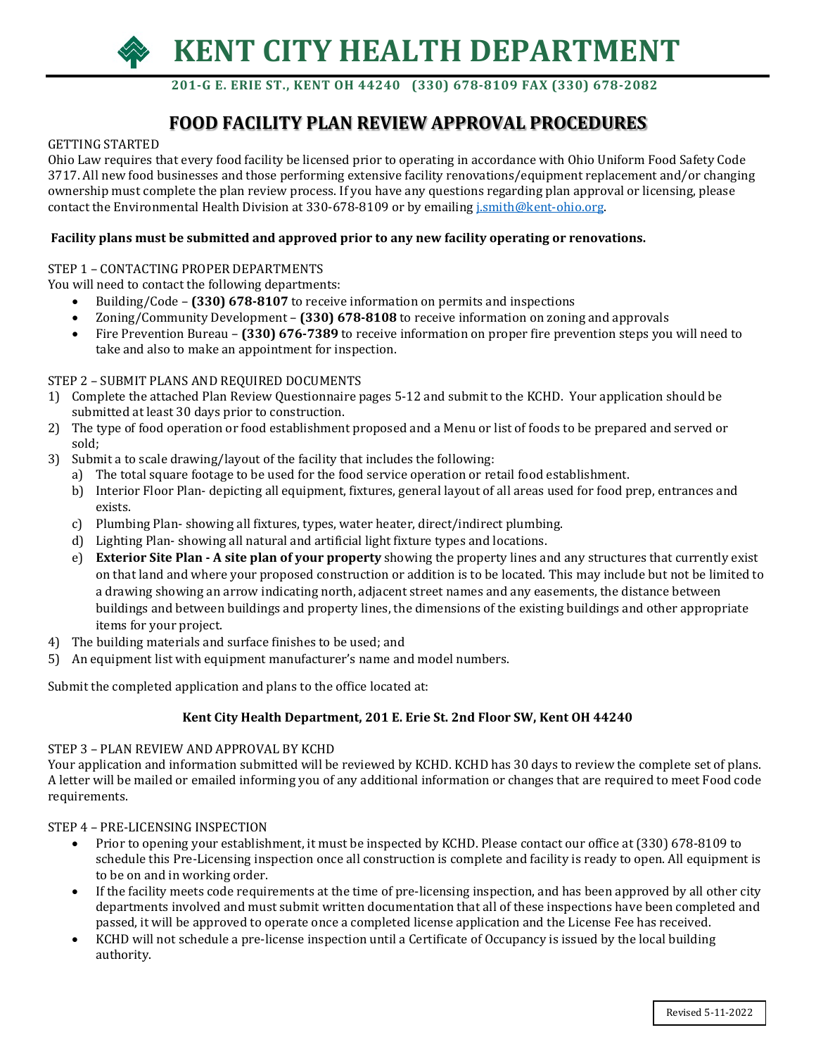# KENT CITY HEALTH DEPARTMENT

**201-G E. ERIE ST., KENT OH 44240 (330) 678-8109 FAX (330) 678-2082**

## FOOD FACILITY PLAN REVIEW APPROVAL PROCEDURES

GETTING STARTED

Ohio Law requires that every food facility be licensed prior to operating in accordance with Ohio Uniform Food Safety Code 3717. All new food businesses and those performing extensive facility renovations/equipment replacement and/or changing ownership must complete the plan review process. If you have any questions regarding plan approval or licensing, please contact the Environmental Health Division at 330-678-8109 or by emailing j.smith@kent-ohio.org.

**Facility plans must be submitted and approved prior to any new facility operating or renovations.**

STEP 1 – CONTACTING PROPER DEPARTMENTS

You will need to contact the following departments:

- Building/Code – **(330) 678-8107** to receive information on permits and inspections
- Zoning/Community Development – **(330) 678-8108** to receive information on zoning and approvals
- Fire Prevention Bureau – **(330) 676-7389** to receive information on proper fire prevention steps you will need to take and also to make an appointment for inspection.

STEP 2 – SUBMIT PLANS AND REQUIRED DOCUMENTS

1) Complete the attached Plan Review Questionnaire pages 5-12 and submit to the KCHD. Your application should be submitted at least 30 days prior to construction.
2) The type of food operation or food establishment proposed and a Menu or list of foods to be prepared and served or sold;
3) Submit a to scale drawing/layout of the facility that includes the following:
   a) The total square footage to be used for the food service operation or retail food establishment.
   b) Interior Floor Plan- depicting all equipment, fixtures, general layout of all areas used for food prep, entrances and exists.
   c) Plumbing Plan- showing all fixtures, types, water heater, direct/indirect plumbing.
   d) Lighting Plan- showing all natural and artificial light fixture types and locations.
   e) **Exterior Site Plan - A site plan of your property** showing the property lines and any structures that currently exist on that land and where your proposed construction or addition is to be located. This may include but not be limited to a drawing showing an arrow indicating north, adjacent street names and any easements, the distance between buildings and between buildings and property lines, the dimensions of the existing buildings and other appropriate items for your project.
4) The building materials and surface finishes to be used; and
5) An equipment list with equipment manufacturer's name and model numbers.

Submit the completed application and plans to the office located at:

**Kent City Health Department, 201 E. Erie St. 2nd Floor SW, Kent OH 44240**

STEP 3 – PLAN REVIEW AND APPROVAL BY KCHD

Your application and information submitted will be reviewed by KCHD. KCHD has 30 days to review the complete set of plans. A letter will be mailed or emailed informing you of any additional information or changes that are required to meet Food code requirements.

STEP 4 – PRE-LICENSING INSPECTION

- Prior to opening your establishment, it must be inspected by KCHD. Please contact our office at (330) 678-8109 to schedule this Pre-Licensing inspection once all construction is complete and facility is ready to open. All equipment is to be on and in working order.
- If the facility meets code requirements at the time of pre-licensing inspection, and has been approved by all other city departments involved and must submit written documentation that all of these inspections have been completed and passed, it will be approved to operate once a completed license application and the License Fee has received.
- KCHD will not schedule a pre-license inspection until a Certificate of Occupancy is issued by the local building authority.

Revised 5-11-2022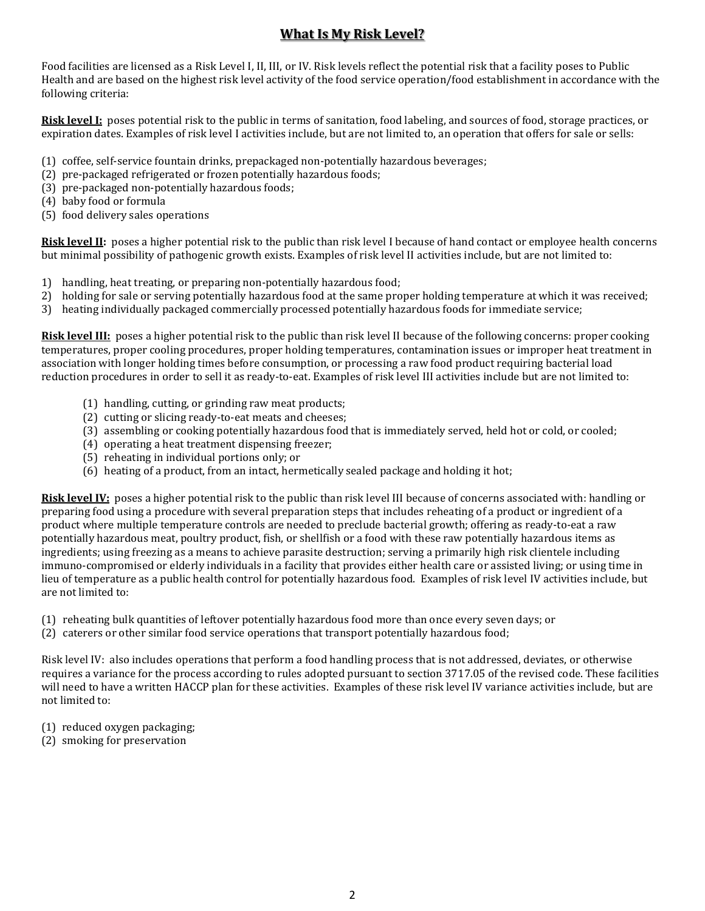# **What Is My Risk Level?**

Food facilities are licensed as a Risk Level I, II, III, or IV. Risk levels reflect the potential risk that a facility poses to Public Health and are based on the highest risk level activity of the food service operation/food establishment in accordance with the following criteria:

**Risk level I:** poses potential risk to the public in terms of sanitation, food labeling, and sources of food, storage practices, or expiration dates. Examples of risk level I activities include, but are not limited to, an operation that offers for sale or sells:

(1) coffee, self-service fountain drinks, prepackaged non-potentially hazardous beverages;
(2) pre-packaged refrigerated or frozen potentially hazardous foods;
(3) pre-packaged non-potentially hazardous foods;
(4) baby food or formula
(5) food delivery sales operations

**Risk level II:** poses a higher potential risk to the public than risk level I because of hand contact or employee health concerns but minimal possibility of pathogenic growth exists. Examples of risk level II activities include, but are not limited to:

1) handling, heat treating, or preparing non-potentially hazardous food;
2) holding for sale or serving potentially hazardous food at the same proper holding temperature at which it was received;
3) heating individually packaged commercially processed potentially hazardous foods for immediate service;

**Risk level III:** poses a higher potential risk to the public than risk level II because of the following concerns: proper cooking temperatures, proper cooling procedures, proper holding temperatures, contamination issues or improper heat treatment in association with longer holding times before consumption, or processing a raw food product requiring bacterial load reduction procedures in order to sell it as ready-to-eat. Examples of risk level III activities include but are not limited to:

(1) handling, cutting, or grinding raw meat products;
(2) cutting or slicing ready-to-eat meats and cheeses;
(3) assembling or cooking potentially hazardous food that is immediately served, held hot or cold, or cooled;
(4) operating a heat treatment dispensing freezer;
(5) reheating in individual portions only; or
(6) heating of a product, from an intact, hermetically sealed package and holding it hot;

**Risk level IV:** poses a higher potential risk to the public than risk level III because of concerns associated with: handling or preparing food using a procedure with several preparation steps that includes reheating of a product or ingredient of a product where multiple temperature controls are needed to preclude bacterial growth; offering as ready-to-eat a raw potentially hazardous meat, poultry product, fish, or shellfish or a food with these raw potentially hazardous items as ingredients; using freezing as a means to achieve parasite destruction; serving a primarily high risk clientele including immuno-compromised or elderly individuals in a facility that provides either health care or assisted living; or using time in lieu of temperature as a public health control for potentially hazardous food. Examples of risk level IV activities include, but are not limited to:

(1) reheating bulk quantities of leftover potentially hazardous food more than once every seven days; or
(2) caterers or other similar food service operations that transport potentially hazardous food;

Risk level IV: also includes operations that perform a food handling process that is not addressed, deviates, or otherwise requires a variance for the process according to rules adopted pursuant to section 3717.05 of the revised code. These facilities will need to have a written HACCP plan for these activities. Examples of these risk level IV variance activities include, but are not limited to:

(1) reduced oxygen packaging;
(2) smoking for preservation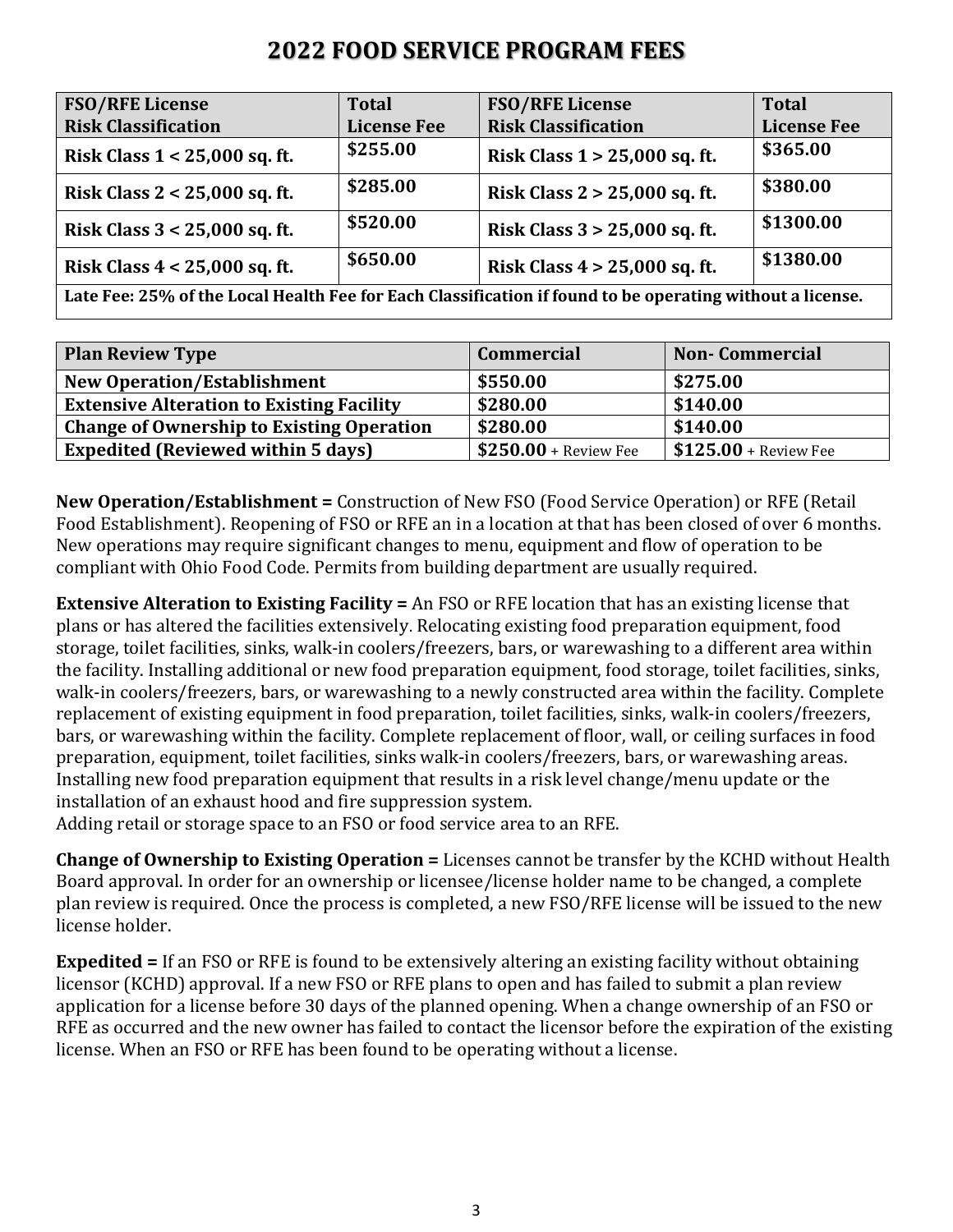# 2022 FOOD SERVICE PROGRAM FEES

| FSO/RFE License Risk Classification | Total License Fee | FSO/RFE License Risk Classification | Total License Fee |
|---|---|---|---|
| Risk Class 1 < 25,000 sq. ft. | $255.00 | Risk Class 1 > 25,000 sq. ft. | $365.00 |
| Risk Class 2 < 25,000 sq. ft. | $285.00 | Risk Class 2 > 25,000 sq. ft. | $380.00 |
| Risk Class 3 < 25,000 sq. ft. | $520.00 | Risk Class 3 > 25,000 sq. ft. | $1300.00 |
| Risk Class 4 < 25,000 sq. ft. | $650.00 | Risk Class 4 > 25,000 sq. ft. | $1380.00 |
| Late Fee: 25% of the Local Health Fee for Each Classification if found to be operating without a license. | | | |

| Plan Review Type | Commercial | Non- Commercial |
|---|---|---|
| New Operation/Establishment | $550.00 | $275.00 |
| Extensive Alteration to Existing Facility | $280.00 | $140.00 |
| Change of Ownership to Existing Operation | $280.00 | $140.00 |
| Expedited (Reviewed within 5 days) | **$250.00** + Review Fee | **$125.00** + Review Fee |

**New Operation/Establishment =** Construction of New FSO (Food Service Operation) or RFE (Retail Food Establishment). Reopening of FSO or RFE an in a location at that has been closed of over 6 months. New operations may require significant changes to menu, equipment and flow of operation to be compliant with Ohio Food Code. Permits from building department are usually required.

**Extensive Alteration to Existing Facility =** An FSO or RFE location that has an existing license that plans or has altered the facilities extensively. Relocating existing food preparation equipment, food storage, toilet facilities, sinks, walk-in coolers/freezers, bars, or warewashing to a different area within the facility. Installing additional or new food preparation equipment, food storage, toilet facilities, sinks, walk-in coolers/freezers, bars, or warewashing to a newly constructed area within the facility. Complete replacement of existing equipment in food preparation, toilet facilities, sinks, walk-in coolers/freezers, bars, or warewashing within the facility. Complete replacement of floor, wall, or ceiling surfaces in food preparation, equipment, toilet facilities, sinks walk-in coolers/freezers, bars, or warewashing areas. Installing new food preparation equipment that results in a risk level change/menu update or the installation of an exhaust hood and fire suppression system.
Adding retail or storage space to an FSO or food service area to an RFE.

**Change of Ownership to Existing Operation =** Licenses cannot be transfer by the KCHD without Health Board approval. In order for an ownership or licensee/license holder name to be changed, a complete plan review is required. Once the process is completed, a new FSO/RFE license will be issued to the new license holder.

**Expedited =** If an FSO or RFE is found to be extensively altering an existing facility without obtaining licensor (KCHD) approval. If a new FSO or RFE plans to open and has failed to submit a plan review application for a license before 30 days of the planned opening. When a change ownership of an FSO or RFE as occurred and the new owner has failed to contact the licensor before the expiration of the existing license. When an FSO or RFE has been found to be operating without a license.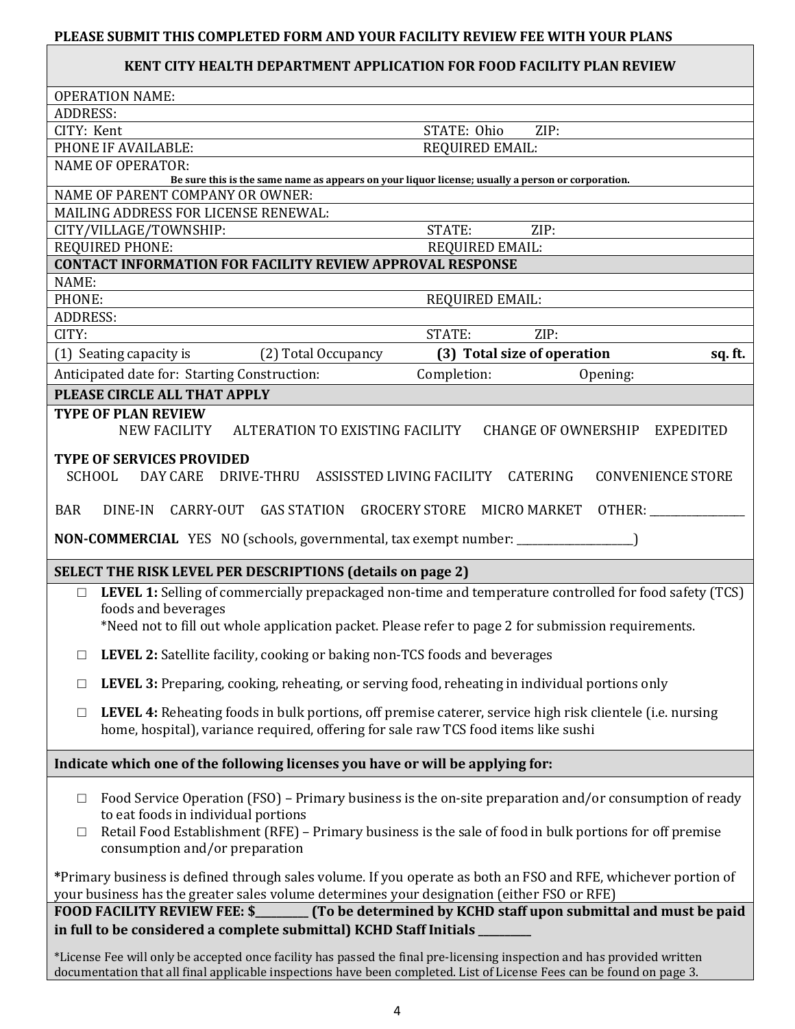**PLEASE SUBMIT THIS COMPLETED FORM AND YOUR FACILITY REVIEW FEE WITH YOUR PLANS**

## KENT CITY HEALTH DEPARTMENT APPLICATION FOR FOOD FACILITY PLAN REVIEW

| | |
|---|---|
| OPERATION NAME: | |
| ADDRESS: | |
| CITY: Kent | STATE: Ohio ZIP: |
| PHONE IF AVAILABLE: | REQUIRED EMAIL: |
| NAME OF OPERATOR: **Be sure this is the same name as appears on your liquor license; usually a person or corporation.** | |
| NAME OF PARENT COMPANY OR OWNER: | |
| MAILING ADDRESS FOR LICENSE RENEWAL: | |
| CITY/VILLAGE/TOWNSHIP: | STATE: ZIP: |
| REQUIRED PHONE: | REQUIRED EMAIL: |
| **CONTACT INFORMATION FOR FACILITY REVIEW APPROVAL RESPONSE** | |
| NAME: | |
| PHONE: | REQUIRED EMAIL: |
| ADDRESS: | |
| CITY: | STATE: ZIP: |
| (1) Seating capacity is (2) Total Occupancy | **(3) Total size of operation** **sq. ft.** |
| Anticipated date for: Starting Construction: | Completion: Opening: |

**PLEASE CIRCLE ALL THAT APPLY**

**TYPE OF PLAN REVIEW**

NEW FACILITY ALTERATION TO EXISTING FACILITY CHANGE OF OWNERSHIP EXPEDITED

**TYPE OF SERVICES PROVIDED**

SCHOOL DAY CARE DRIVE-THRU ASSISSTED LIVING FACILITY CATERING CONVENIENCE STORE

BAR DINE-IN CARRY-OUT GAS STATION GROCERY STORE MICRO MARKET OTHER: _________________

**NON-COMMERCIAL** YES NO (schools, governmental, tax exempt number: _____________________)

**SELECT THE RISK LEVEL PER DESCRIPTIONS (details on page 2)**

- ☐ **LEVEL 1:** Selling of commercially prepackaged non-time and temperature controlled for food safety (TCS) foods and beverages
  *Need not to fill out whole application packet. Please refer to page 2 for submission requirements.
- ☐ **LEVEL 2:** Satellite facility, cooking or baking non-TCS foods and beverages
- ☐ **LEVEL 3:** Preparing, cooking, reheating, or serving food, reheating in individual portions only
- ☐ **LEVEL 4:** Reheating foods in bulk portions, off premise caterer, service high risk clientele (i.e. nursing home, hospital), variance required, offering for sale raw TCS food items like sushi

**Indicate which one of the following licenses you have or will be applying for:**

- ☐ Food Service Operation (FSO) – Primary business is the on-site preparation and/or consumption of ready to eat foods in individual portions
- ☐ Retail Food Establishment (RFE) – Primary business is the sale of food in bulk portions for off premise consumption and/or preparation

***Primary business is defined through sales volume. If you operate as both an FSO and RFE, whichever portion of your business has the greater sales volume determines your designation (either FSO or RFE)**

**FOOD FACILITY REVIEW FEE: $_________ (To be determined by KCHD staff upon submittal and must be paid in full to be considered a complete submittal) KCHD Staff Initials _________**

*License Fee will only be accepted once facility has passed the final pre-licensing inspection and has provided written documentation that all final applicable inspections have been completed. List of License Fees can be found on page 3.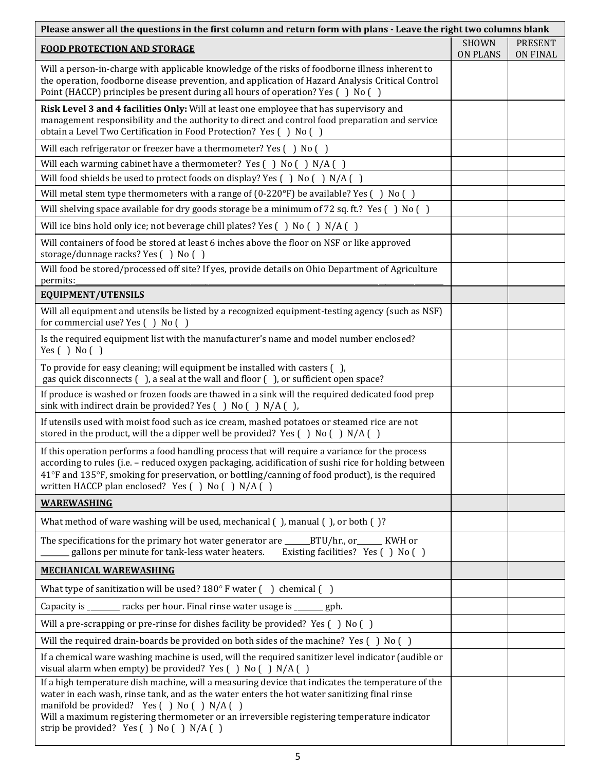| Please answer all the questions in the first column and return form with plans - Leave the right two columns blank | | |
|---|---|---|
| **FOOD PROTECTION AND STORAGE** | SHOWN ON PLANS | PRESENT ON FINAL |
| Will a person-in-charge with applicable knowledge of the risks of foodborne illness inherent to the operation, foodborne disease prevention, and application of Hazard Analysis Critical Control Point (HACCP) principles be present during all hours of operation? Yes ( ) No ( ) | | |
| **Risk Level 3 and 4 facilities Only:** Will at least one employee that has supervisory and management responsibility and the authority to direct and control food preparation and service obtain a Level Two Certification in Food Protection? Yes ( ) No ( ) | | |
| Will each refrigerator or freezer have a thermometer? Yes ( ) No ( ) | | |
| Will each warming cabinet have a thermometer? Yes ( ) No ( ) N/A ( ) | | |
| Will food shields be used to protect foods on display? Yes ( ) No ( ) N/A ( ) | | |
| Will metal stem type thermometers with a range of (0-220°F) be available? Yes ( ) No ( ) | | |
| Will shelving space available for dry goods storage be a minimum of 72 sq. ft.? Yes ( ) No ( ) | | |
| Will ice bins hold only ice; not beverage chill plates? Yes ( ) No ( ) N/A ( ) | | |
| Will containers of food be stored at least 6 inches above the floor on NSF or like approved storage/dunnage racks? Yes ( ) No ( ) | | |
| Will food be stored/processed off site? If yes, provide details on Ohio Department of Agriculture permits:________________________________________________ | | |
| **EQUIPMENT/UTENSILS** | | |
| Will all equipment and utensils be listed by a recognized equipment-testing agency (such as NSF) for commercial use? Yes ( ) No ( ) | | |
| Is the required equipment list with the manufacturer's name and model number enclosed? Yes ( ) No ( ) | | |
| To provide for easy cleaning; will equipment be installed with casters ( ), gas quick disconnects ( ), a seal at the wall and floor ( ), or sufficient open space? | | |
| If produce is washed or frozen foods are thawed in a sink will the required dedicated food prep sink with indirect drain be provided? Yes ( ) No ( ) N/A ( ), | | |
| If utensils used with moist food such as ice cream, mashed potatoes or steamed rice are not stored in the product, will the a dipper well be provided? Yes ( ) No ( ) N/A ( ) | | |
| If this operation performs a food handling process that will require a variance for the process according to rules (i.e. – reduced oxygen packaging, acidification of sushi rice for holding between 41°F and 135°F, smoking for preservation, or bottling/canning of food product), is the required written HACCP plan enclosed? Yes ( ) No ( ) N/A ( ) | | |
| **WAREWASHING** | | |
| What method of ware washing will be used, mechanical ( ), manual ( ), or both ( )? | | |
| The specifications for the primary hot water generator are ______BTU/hr., or______ KWH or _______ gallons per minute for tank-less water heaters. Existing facilities? Yes ( ) No ( ) | | |
| **MECHANICAL WAREWASHING** | | |
| What type of sanitization will be used? 180° F water ( ) chemical ( ) | | |
| Capacity is ________ racks per hour. Final rinse water usage is _______ gph. | | |
| Will a pre-scrapping or pre-rinse for dishes facility be provided? Yes ( ) No ( ) | | |
| Will the required drain-boards be provided on both sides of the machine? Yes ( ) No ( ) | | |
| If a chemical ware washing machine is used, will the required sanitizer level indicator (audible or visual alarm when empty) be provided? Yes ( ) No ( ) N/A ( ) | | |
| If a high temperature dish machine, will a measuring device that indicates the temperature of the water in each wash, rinse tank, and as the water enters the hot water sanitizing final rinse manifold be provided? Yes ( ) No ( ) N/A ( ) Will a maximum registering thermometer or an irreversible registering temperature indicator strip be provided? Yes ( ) No ( ) N/A ( ) | | |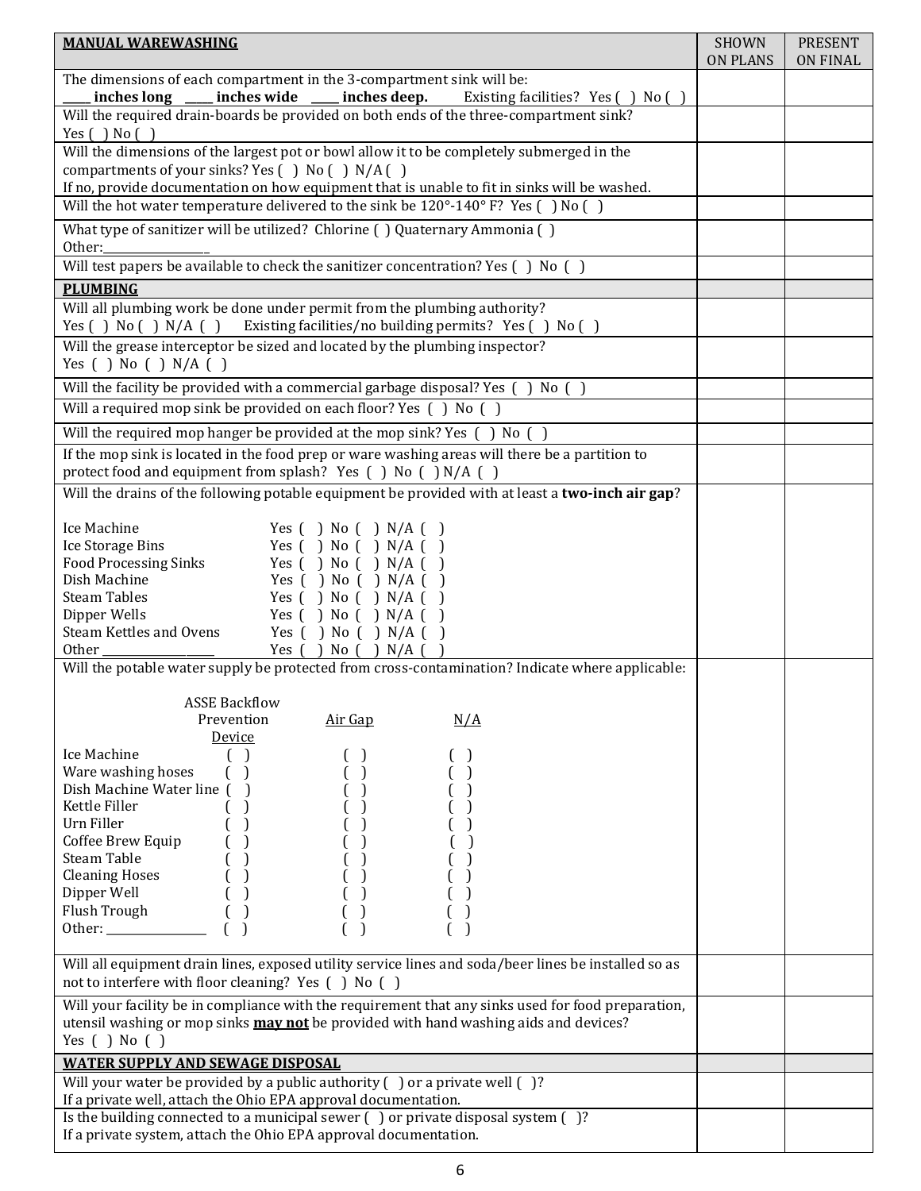| **MANUAL WAREWASHING** | SHOWN ON PLANS | PRESENT ON FINAL |
|---|---|---|
| The dimensions of each compartment in the 3-compartment sink will be:<br>____ **inches long** ____ **inches wide** ____ **inches deep.** Existing facilities? Yes ( ) No ( ) | | |
| Will the required drain-boards be provided on both ends of the three-compartment sink?<br>Yes ( ) No ( ) | | |
| Will the dimensions of the largest pot or bowl allow it to be completely submerged in the compartments of your sinks? Yes ( ) No ( ) N/A ( )<br>If no, provide documentation on how equipment that is unable to fit in sinks will be washed. | | |
| Will the hot water temperature delivered to the sink be 120°-140° F? Yes ( ) No ( ) | | |
| What type of sanitizer will be utilized? Chlorine ( ) Quaternary Ammonia ( )<br>Other:________________ | | |
| Will test papers be available to check the sanitizer concentration? Yes ( ) No ( ) | | |
| **PLUMBING** | | |
| Will all plumbing work be done under permit from the plumbing authority?<br>Yes ( ) No ( ) N/A ( ) Existing facilities/no building permits? Yes ( ) No ( ) | | |
| Will the grease interceptor be sized and located by the plumbing inspector?<br>Yes ( ) No ( ) N/A ( ) | | |
| Will the facility be provided with a commercial garbage disposal? Yes ( ) No ( ) | | |
| Will a required mop sink be provided on each floor? Yes ( ) No ( ) | | |
| Will the required mop hanger be provided at the mop sink? Yes ( ) No ( ) | | |
| If the mop sink is located in the food prep or ware washing areas will there be a partition to protect food and equipment from splash? Yes ( ) No ( ) N/A ( ) | | |
| Will the drains of the following potable equipment be provided with at least a **two-inch air gap**?<br><br>Ice Machine Yes ( ) No ( ) N/A ( )<br>Ice Storage Bins Yes ( ) No ( ) N/A ( )<br>Food Processing Sinks Yes ( ) No ( ) N/A ( )<br>Dish Machine Yes ( ) No ( ) N/A ( )<br>Steam Tables Yes ( ) No ( ) N/A ( )<br>Dipper Wells Yes ( ) No ( ) N/A ( )<br>Steam Kettles and Ovens Yes ( ) No ( ) N/A ( )<br>Other ________________ Yes ( ) No ( ) N/A ( ) | | |
| Will the potable water supply be protected from cross-contamination? Indicate where applicable:<br><br>Equipment — ASSE Backflow Prevention Device / Air Gap / N/A<br>Ice Machine ( ) ( ) ( )<br>Ware washing hoses ( ) ( ) ( )<br>Dish Machine Water line ( ) ( ) ( )<br>Kettle Filler ( ) ( ) ( )<br>Urn Filler ( ) ( ) ( )<br>Coffee Brew Equip ( ) ( ) ( )<br>Steam Table ( ) ( ) ( )<br>Cleaning Hoses ( ) ( ) ( )<br>Dipper Well ( ) ( ) ( )<br>Flush Trough ( ) ( ) ( )<br>Other: ______________ ( ) ( ) ( ) | | |
| Will all equipment drain lines, exposed utility service lines and soda/beer lines be installed so as not to interfere with floor cleaning? Yes ( ) No ( ) | | |
| Will your facility be in compliance with the requirement that any sinks used for food preparation, utensil washing or mop sinks **may not** be provided with hand washing aids and devices?<br>Yes ( ) No ( ) | | |
| **WATER SUPPLY AND SEWAGE DISPOSAL** | | |
| Will your water be provided by a public authority ( ) or a private well ( )?<br>If a private well, attach the Ohio EPA approval documentation. | | |
| Is the building connected to a municipal sewer ( ) or private disposal system ( )?<br>If a private system, attach the Ohio EPA approval documentation. | | |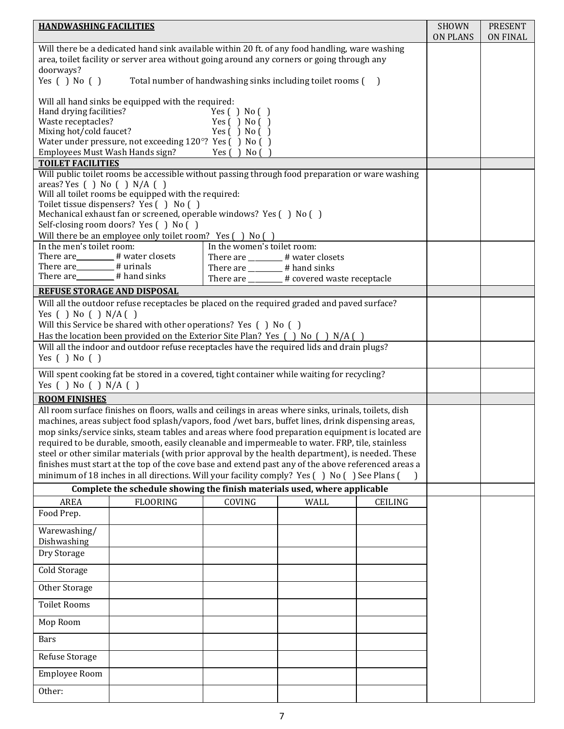| HANDWASHING FACILITIES | SHOWN ON PLANS | PRESENT ON FINAL |
|---|---|---|
| Will there be a dedicated hand sink available within 20 ft. of any food handling, ware washing area, toilet facility or server area without going around any corners or going through any doorways?<br>Yes ( ) No ( ) Total number of handwashing sinks including toilet rooms ( )<br><br>Will all hand sinks be equipped with the required:<br>Hand drying facilities? Yes ( ) No ( )<br>Waste receptacles? Yes ( ) No ( )<br>Mixing hot/cold faucet? Yes ( ) No ( )<br>Water under pressure, not exceeding 120°? Yes ( ) No ( )<br>Employees Must Wash Hands sign? Yes ( ) No ( ) | | |
| **TOILET FACILITIES** | | |
| Will public toilet rooms be accessible without passing through food preparation or ware washing areas? Yes ( ) No ( ) N/A ( )<br>Will all toilet rooms be equipped with the required:<br>Toilet tissue dispensers? Yes ( ) No ( )<br>Mechanical exhaust fan or screened, operable windows? Yes ( ) No ( )<br>Self-closing room doors? Yes ( ) No ( )<br>Will there be an employee only toilet room? Yes ( ) No ( ) | | |
| In the men's toilet room:<br>There are\_\_\_\_\_\_\_\_\_\_ # water closets<br>There are\_\_\_\_\_\_\_\_\_\_ # urinals<br>There are\_\_\_\_\_\_\_\_\_\_ # hand sinks<br><br>In the women's toilet room:<br>There are \_\_\_\_\_\_\_\_\_\_ # water closets<br>There are \_\_\_\_\_\_\_\_\_\_ # hand sinks<br>There are \_\_\_\_\_\_\_\_\_\_ # covered waste receptacle | | |
| **REFUSE STORAGE AND DISPOSAL** | | |
| Will all the outdoor refuse receptacles be placed on the required graded and paved surface?<br>Yes ( ) No ( ) N/A ( )<br>Will this Service be shared with other operations? Yes ( ) No ( )<br>Has the location been provided on the Exterior Site Plan? Yes ( ) No ( ) N/A ( ) | | |
| Will all the indoor and outdoor refuse receptacles have the required lids and drain plugs?<br>Yes ( ) No ( ) | | |
| Will spent cooking fat be stored in a covered, tight container while waiting for recycling?<br>Yes ( ) No ( ) N/A ( ) | | |
| **ROOM FINISHES** | | |
| All room surface finishes on floors, walls and ceilings in areas where sinks, urinals, toilets, dish machines, areas subject food splash/vapors, food /wet bars, buffet lines, drink dispensing areas, mop sinks/service sinks, steam tables and areas where food preparation equipment is located are required to be durable, smooth, easily cleanable and impermeable to water. FRP, tile, stainless steel or other similar materials (with prior approval by the health department), is needed. These finishes must start at the top of the cove base and extend past any of the above referenced areas a minimum of 18 inches in all directions. Will your facility comply? Yes ( ) No ( ) See Plans ( ) | | |
| **Complete the schedule showing the finish materials used, where applicable** | | |

| AREA | FLOORING | COVING | WALL | CEILING | SHOWN ON PLANS | PRESENT ON FINAL |
|---|---|---|---|---|---|---|
| Food Prep. | | | | | | |
| Warewashing/ Dishwashing | | | | | | |
| Dry Storage | | | | | | |
| Cold Storage | | | | | | |
| Other Storage | | | | | | |
| Toilet Rooms | | | | | | |
| Mop Room | | | | | | |
| Bars | | | | | | |
| Refuse Storage | | | | | | |
| Employee Room | | | | | | |
| Other: | | | | | | |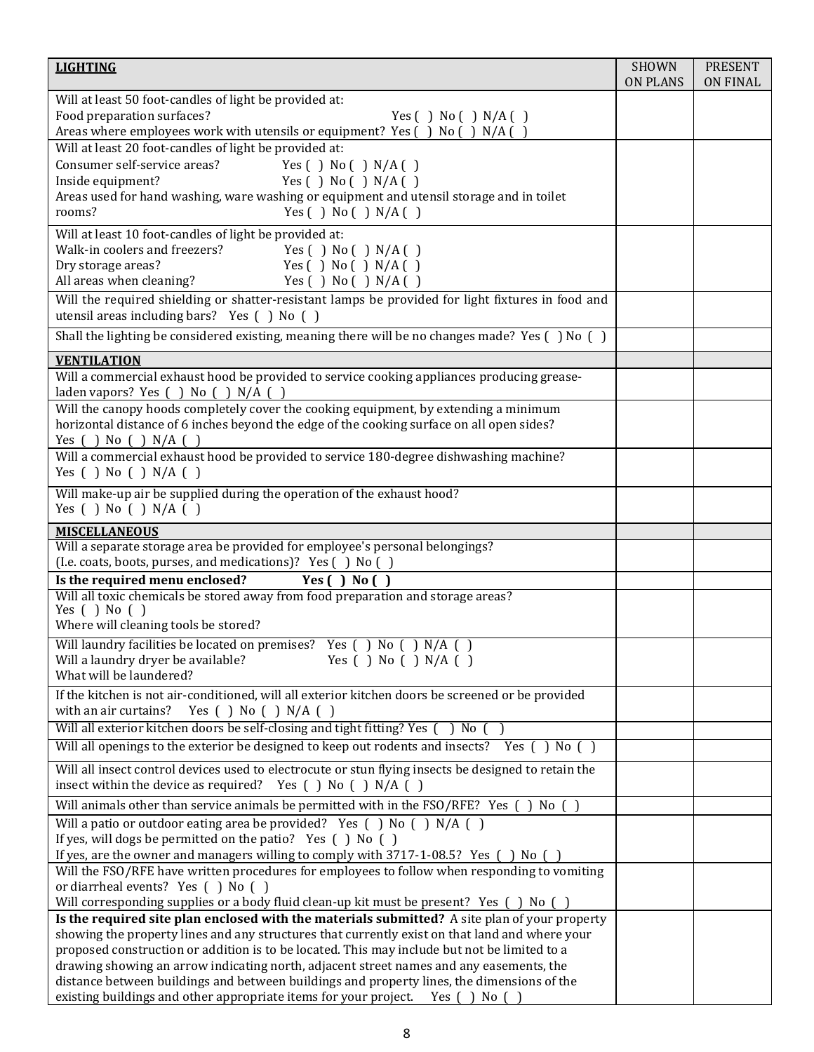| **LIGHTING** | SHOWN ON PLANS | PRESENT ON FINAL |
|---|---|---|
| Will at least 50 foot-candles of light be provided at:<br>Food preparation surfaces? Yes ( ) No ( ) N/A ( )<br>Areas where employees work with utensils or equipment? Yes ( ) No ( ) N/A ( ) | | |
| Will at least 20 foot-candles of light be provided at:<br>Consumer self-service areas? Yes ( ) No ( ) N/A ( )<br>Inside equipment? Yes ( ) No ( ) N/A ( )<br>Areas used for hand washing, ware washing or equipment and utensil storage and in toilet rooms? Yes ( ) No ( ) N/A ( ) | | |
| Will at least 10 foot-candles of light be provided at:<br>Walk-in coolers and freezers? Yes ( ) No ( ) N/A ( )<br>Dry storage areas? Yes ( ) No ( ) N/A ( )<br>All areas when cleaning? Yes ( ) No ( ) N/A ( ) | | |
| Will the required shielding or shatter-resistant lamps be provided for light fixtures in food and utensil areas including bars? Yes ( ) No ( ) | | |
| Shall the lighting be considered existing, meaning there will be no changes made? Yes ( ) No ( ) | | |
| **VENTILATION** | | |
| Will a commercial exhaust hood be provided to service cooking appliances producing grease-laden vapors? Yes ( ) No ( ) N/A ( ) | | |
| Will the canopy hoods completely cover the cooking equipment, by extending a minimum horizontal distance of 6 inches beyond the edge of the cooking surface on all open sides? Yes ( ) No ( ) N/A ( ) | | |
| Will a commercial exhaust hood be provided to service 180-degree dishwashing machine? Yes ( ) No ( ) N/A ( ) | | |
| Will make-up air be supplied during the operation of the exhaust hood? Yes ( ) No ( ) N/A ( ) | | |
| **MISCELLANEOUS** | | |
| Will a separate storage area be provided for employee's personal belongings? (I.e. coats, boots, purses, and medications)? Yes ( ) No ( ) | | |
| **Is the required menu enclosed? Yes ( ) No ( )** | | |
| Will all toxic chemicals be stored away from food preparation and storage areas? Yes ( ) No ( )<br>Where will cleaning tools be stored? | | |
| Will laundry facilities be located on premises? Yes ( ) No ( ) N/A ( )<br>Will a laundry dryer be available? Yes ( ) No ( ) N/A ( )<br>What will be laundered? | | |
| If the kitchen is not air-conditioned, will all exterior kitchen doors be screened or be provided with an air curtains? Yes ( ) No ( ) N/A ( ) | | |
| Will all exterior kitchen doors be self-closing and tight fitting? Yes ( ) No ( ) | | |
| Will all openings to the exterior be designed to keep out rodents and insects? Yes ( ) No ( ) | | |
| Will all insect control devices used to electrocute or stun flying insects be designed to retain the insect within the device as required? Yes ( ) No ( ) N/A ( ) | | |
| Will animals other than service animals be permitted with in the FSO/RFE? Yes ( ) No ( ) | | |
| Will a patio or outdoor eating area be provided? Yes ( ) No ( ) N/A ( )<br>If yes, will dogs be permitted on the patio? Yes ( ) No ( )<br>If yes, are the owner and managers willing to comply with 3717-1-08.5? Yes ( ) No ( ) | | |
| Will the FSO/RFE have written procedures for employees to follow when responding to vomiting or diarrheal events? Yes ( ) No ( )<br>Will corresponding supplies or a body fluid clean-up kit must be present? Yes ( ) No ( ) | | |
| **Is the required site plan enclosed with the materials submitted?** A site plan of your property showing the property lines and any structures that currently exist on that land and where your proposed construction or addition is to be located. This may include but not be limited to a drawing showing an arrow indicating north, adjacent street names and any easements, the distance between buildings and between buildings and property lines, the dimensions of the existing buildings and other appropriate items for your project. Yes ( ) No ( ) | | |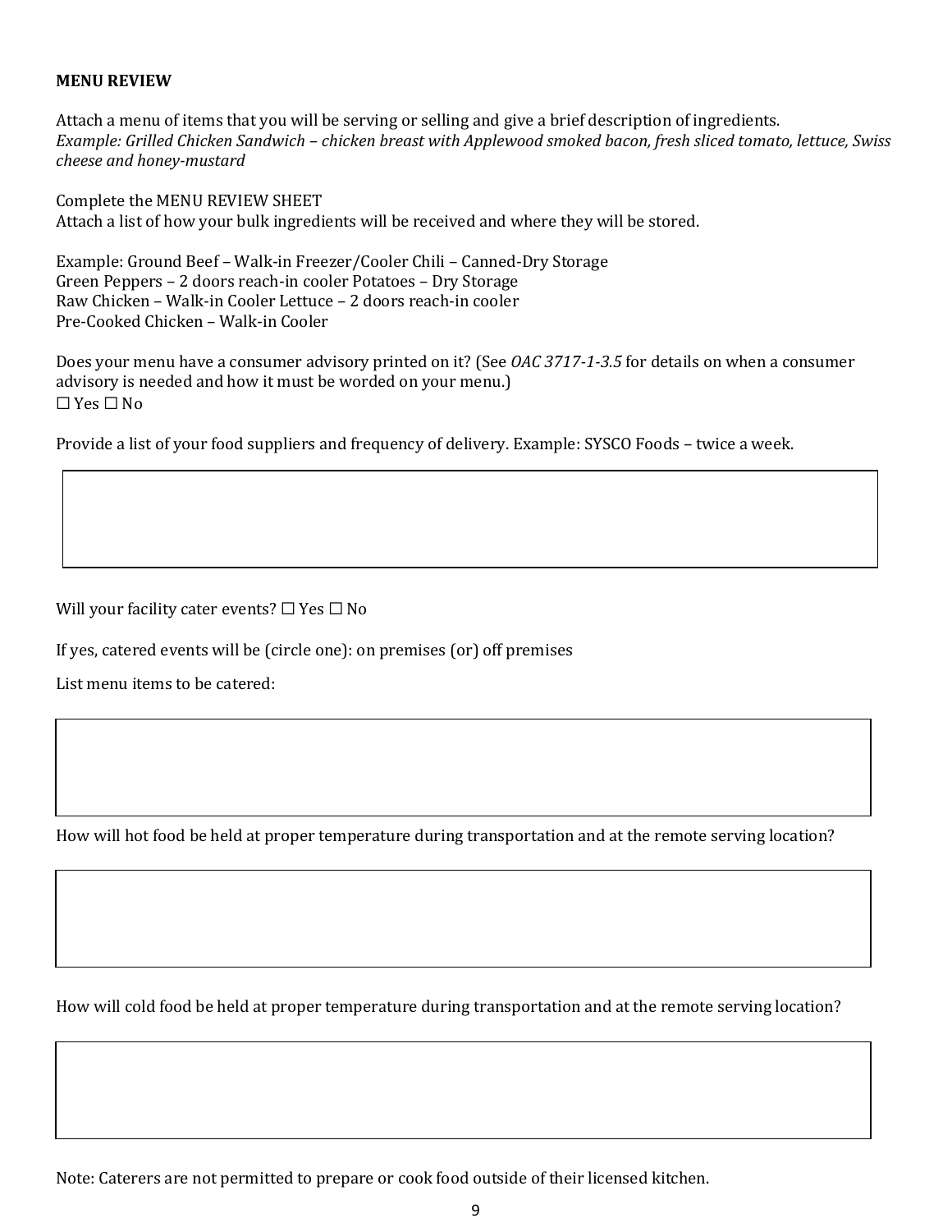**MENU REVIEW**

Attach a menu of items that you will be serving or selling and give a brief description of ingredients.
*Example: Grilled Chicken Sandwich – chicken breast with Applewood smoked bacon, fresh sliced tomato, lettuce, Swiss cheese and honey-mustard*

Complete the MENU REVIEW SHEET
Attach a list of how your bulk ingredients will be received and where they will be stored.

Example: Ground Beef – Walk-in Freezer/Cooler Chili – Canned-Dry Storage
Green Peppers – 2 doors reach-in cooler Potatoes – Dry Storage
Raw Chicken – Walk-in Cooler Lettuce – 2 doors reach-in cooler
Pre-Cooked Chicken – Walk-in Cooler

Does your menu have a consumer advisory printed on it? (See *OAC 3717-1-3.5* for details on when a consumer advisory is needed and how it must be worded on your menu.)
☐ Yes ☐ No

Provide a list of your food suppliers and frequency of delivery. Example: SYSCO Foods – twice a week.

Will your facility cater events? ☐ Yes ☐ No

If yes, catered events will be (circle one): on premises (or) off premises

List menu items to be catered:

How will hot food be held at proper temperature during transportation and at the remote serving location?

How will cold food be held at proper temperature during transportation and at the remote serving location?

Note: Caterers are not permitted to prepare or cook food outside of their licensed kitchen.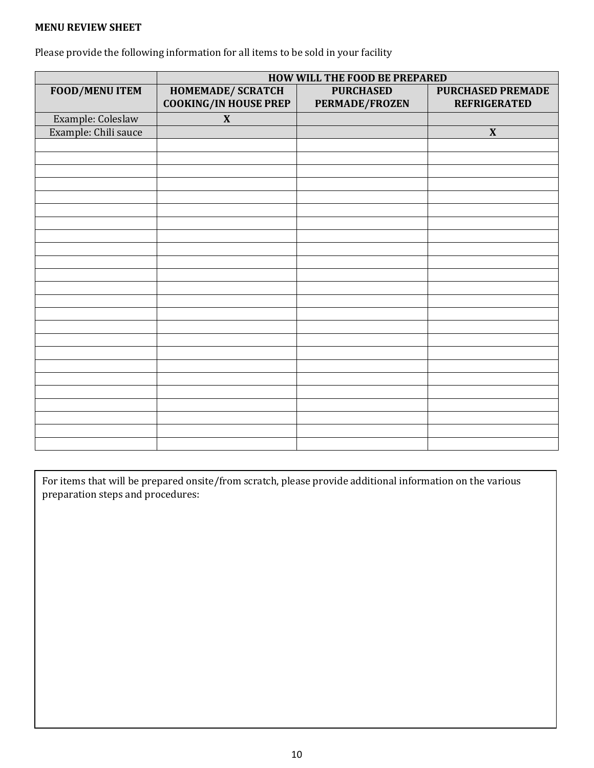**MENU REVIEW SHEET**

Please provide the following information for all items to be sold in your facility

| | HOW WILL THE FOOD BE PREPARED | | |
|---|---|---|---|
| **FOOD/MENU ITEM** | **HOMEMADE/ SCRATCH COOKING/IN HOUSE PREP** | **PURCHASED PERMADE/FROZEN** | **PURCHASED PREMADE REFRIGERATED** |
| Example: Coleslaw | **X** | | |
| Example: Chili sauce | | | **X** |
| | | | |
| | | | |
| | | | |
| | | | |
| | | | |
| | | | |
| | | | |
| | | | |
| | | | |
| | | | |
| | | | |
| | | | |
| | | | |
| | | | |
| | | | |
| | | | |
| | | | |
| | | | |
| | | | |
| | | | |
| | | | |
| | | | |
| | | | |
| | | | |

For items that will be prepared onsite/from scratch, please provide additional information on the various preparation steps and procedures: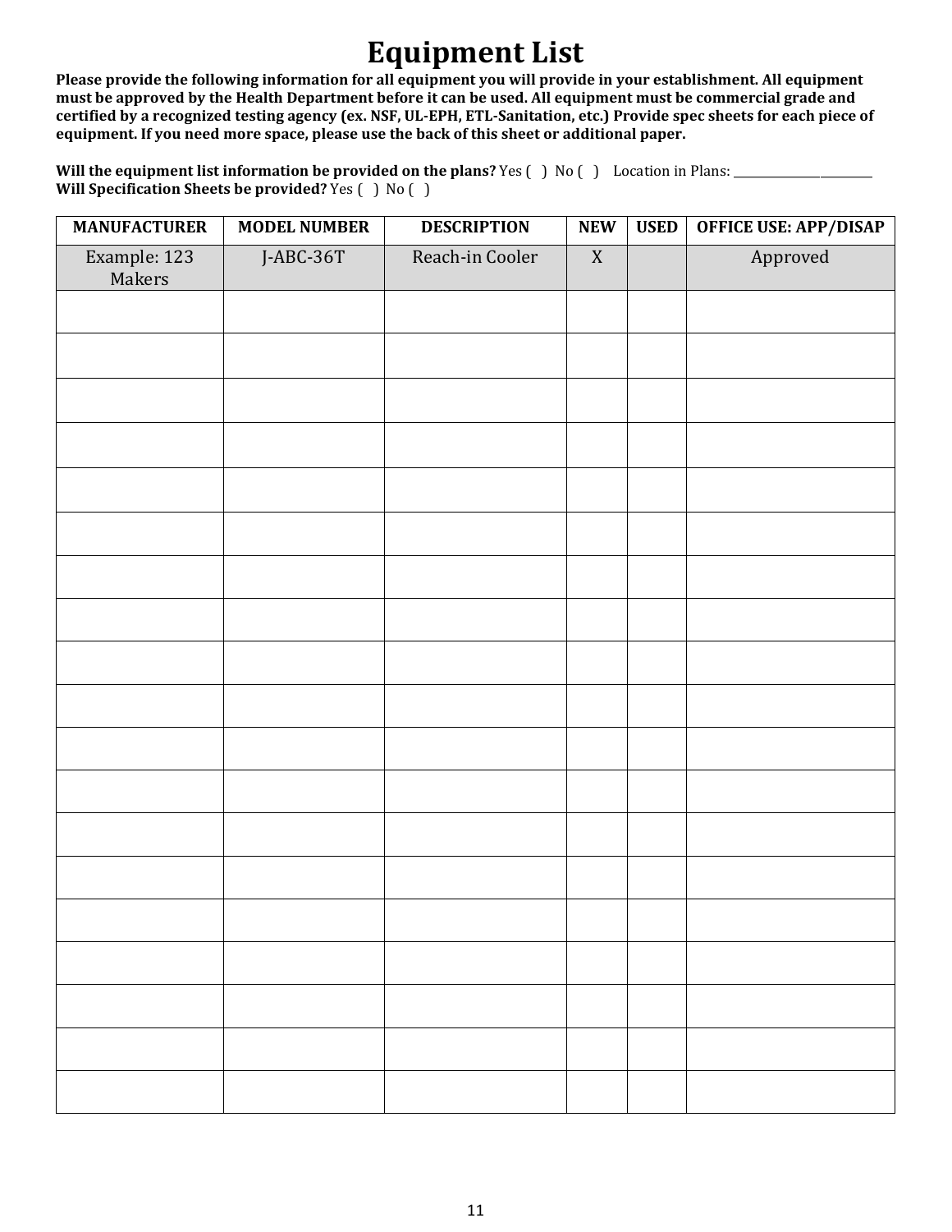# Equipment List

**Please provide the following information for all equipment you will provide in your establishment. All equipment must be approved by the Health Department before it can be used. All equipment must be commercial grade and certified by a recognized testing agency (ex. NSF, UL-EPH, ETL-Sanitation, etc.) Provide spec sheets for each piece of equipment. If you need more space, please use the back of this sheet or additional paper.**

**Will the equipment list information be provided on the plans?** Yes ( ) No ( ) Location in Plans: ____________________
**Will Specification Sheets be provided?** Yes ( ) No ( )

| MANUFACTURER | MODEL NUMBER | DESCRIPTION | NEW | USED | OFFICE USE: APP/DISAP |
|---|---|---|---|---|---|
| Example: 123 Makers | J-ABC-36T | Reach-in Cooler | X | | Approved |
| | | | | | |
| | | | | | |
| | | | | | |
| | | | | | |
| | | | | | |
| | | | | | |
| | | | | | |
| | | | | | |
| | | | | | |
| | | | | | |
| | | | | | |
| | | | | | |
| | | | | | |
| | | | | | |
| | | | | | |
| | | | | | |
| | | | | | |
| | | | | | |
| | | | | | |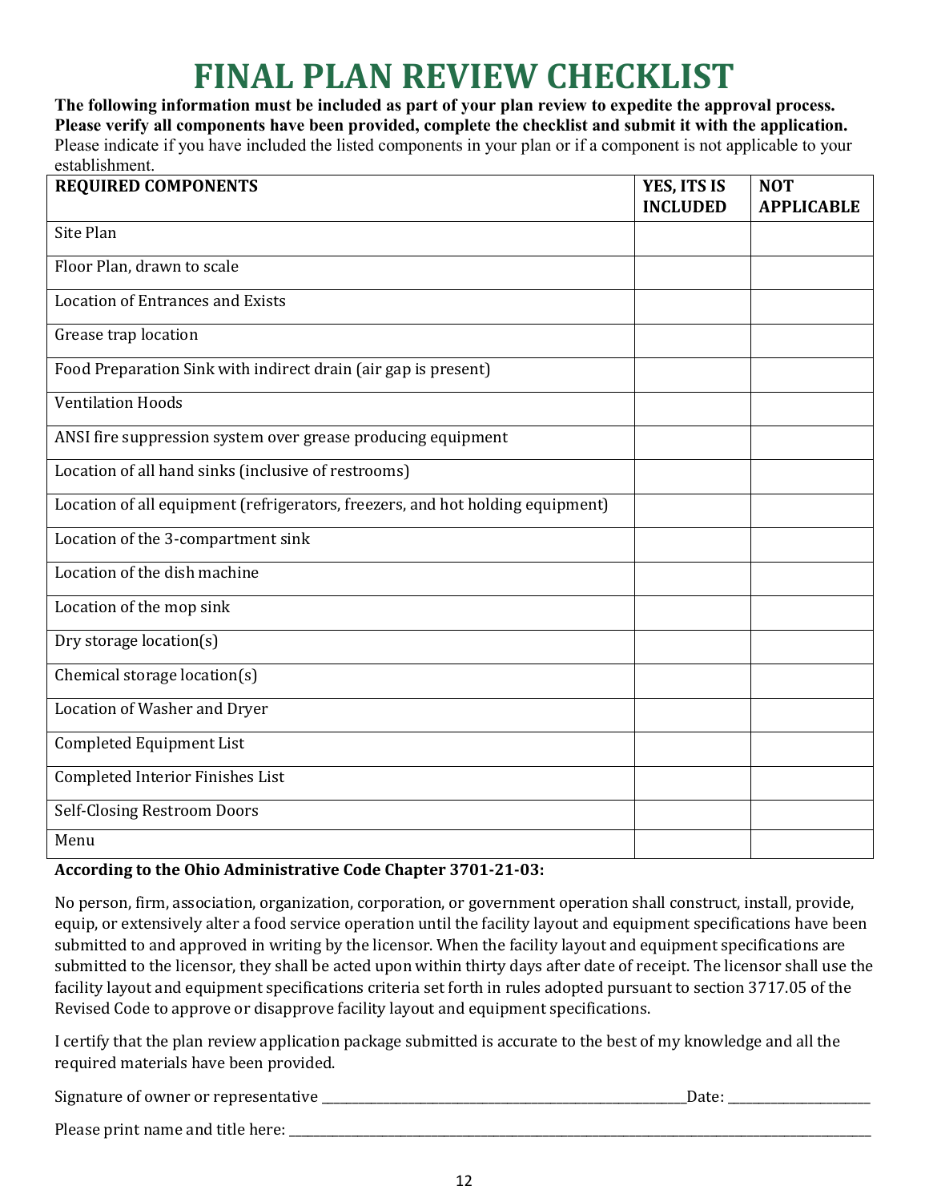# FINAL PLAN REVIEW CHECKLIST

**The following information must be included as part of your plan review to expedite the approval process. Please verify all components have been provided, complete the checklist and submit it with the application.**
Please indicate if you have included the listed components in your plan or if a component is not applicable to your establishment.

| REQUIRED COMPONENTS | YES, ITS IS INCLUDED | NOT APPLICABLE |
|---|---|---|
| Site Plan | | |
| Floor Plan, drawn to scale | | |
| Location of Entrances and Exists | | |
| Grease trap location | | |
| Food Preparation Sink with indirect drain (air gap is present) | | |
| Ventilation Hoods | | |
| ANSI fire suppression system over grease producing equipment | | |
| Location of all hand sinks (inclusive of restrooms) | | |
| Location of all equipment (refrigerators, freezers, and hot holding equipment) | | |
| Location of the 3-compartment sink | | |
| Location of the dish machine | | |
| Location of the mop sink | | |
| Dry storage location(s) | | |
| Chemical storage location(s) | | |
| Location of Washer and Dryer | | |
| Completed Equipment List | | |
| Completed Interior Finishes List | | |
| Self-Closing Restroom Doors | | |
| Menu | | |

**According to the Ohio Administrative Code Chapter 3701-21-03:**

No person, firm, association, organization, corporation, or government operation shall construct, install, provide, equip, or extensively alter a food service operation until the facility layout and equipment specifications have been submitted to and approved in writing by the licensor. When the facility layout and equipment specifications are submitted to the licensor, they shall be acted upon within thirty days after date of receipt. The licensor shall use the facility layout and equipment specifications criteria set forth in rules adopted pursuant to section 3717.05 of the Revised Code to approve or disapprove facility layout and equipment specifications.

I certify that the plan review application package submitted is accurate to the best of my knowledge and all the required materials have been provided.

Signature of owner or representative ________________________________________________Date: ________________

Please print name and title here: ______________________________________________________________________________